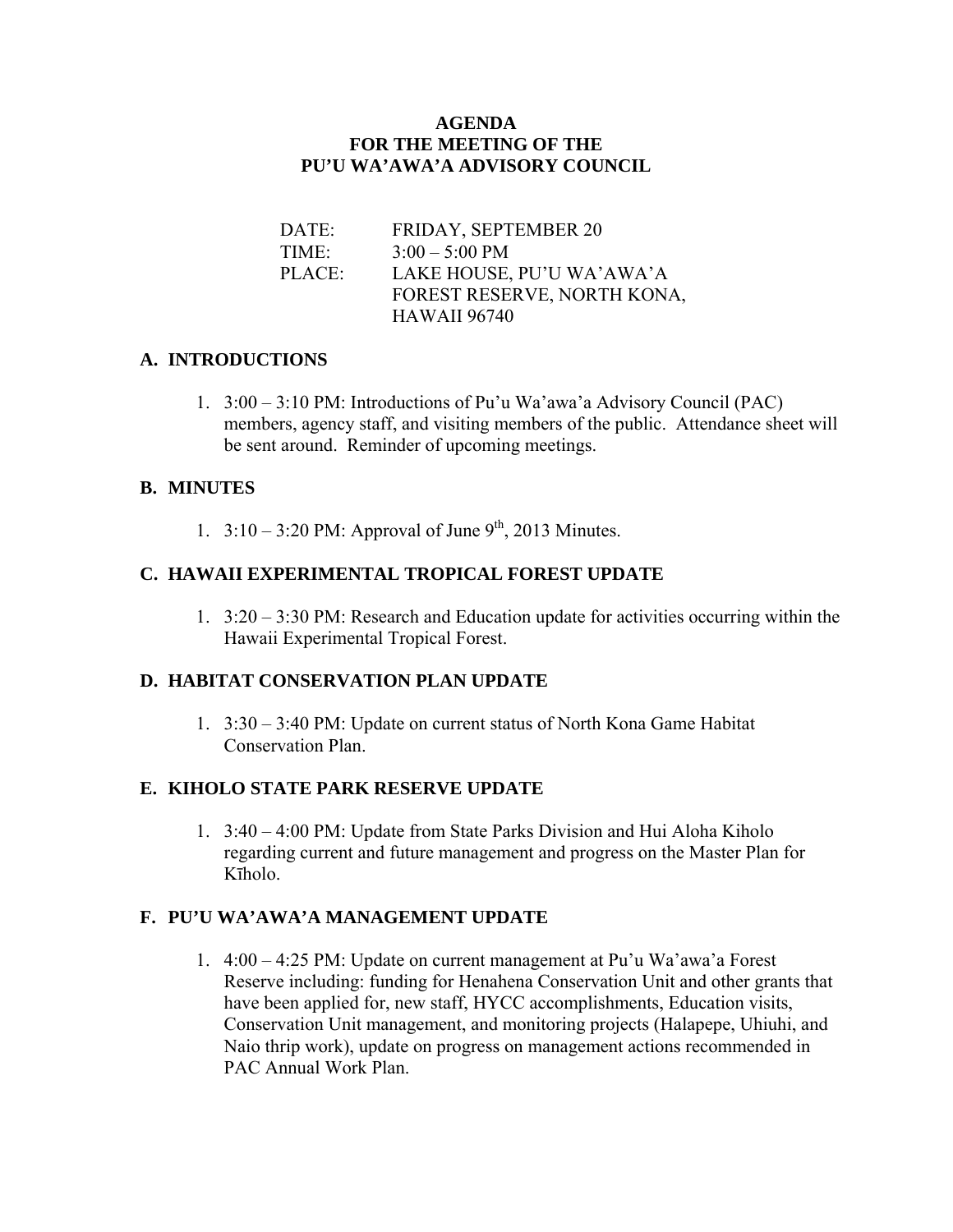**AGENDA**
**FOR THE MEETING OF THE**
**PU'U WA'AWA'A ADVISORY COUNCIL**

DATE: FRIDAY, SEPTEMBER 20
TIME: 3:00 – 5:00 PM
PLACE: LAKE HOUSE, PU'U WA'AWA'A FOREST RESERVE, NORTH KONA, HAWAII 96740

## A. INTRODUCTIONS

1. 3:00 – 3:10 PM: Introductions of Pu'u Wa'awa'a Advisory Council (PAC) members, agency staff, and visiting members of the public. Attendance sheet will be sent around. Reminder of upcoming meetings.

## B. MINUTES

1. 3:10 – 3:20 PM: Approval of June 9th, 2013 Minutes.

## C. HAWAII EXPERIMENTAL TROPICAL FOREST UPDATE

1. 3:20 – 3:30 PM: Research and Education update for activities occurring within the Hawaii Experimental Tropical Forest.

## D. HABITAT CONSERVATION PLAN UPDATE

1. 3:30 – 3:40 PM: Update on current status of North Kona Game Habitat Conservation Plan.

## E. KIHOLO STATE PARK RESERVE UPDATE

1. 3:40 – 4:00 PM: Update from State Parks Division and Hui Aloha Kiholo regarding current and future management and progress on the Master Plan for Kīholo.

## F. PU'U WA'AWA'A MANAGEMENT UPDATE

1. 4:00 – 4:25 PM: Update on current management at Pu'u Wa'awa'a Forest Reserve including: funding for Henahena Conservation Unit and other grants that have been applied for, new staff, HYCC accomplishments, Education visits, Conservation Unit management, and monitoring projects (Halapepe, Uhiuhi, and Naio thrip work), update on progress on management actions recommended in PAC Annual Work Plan.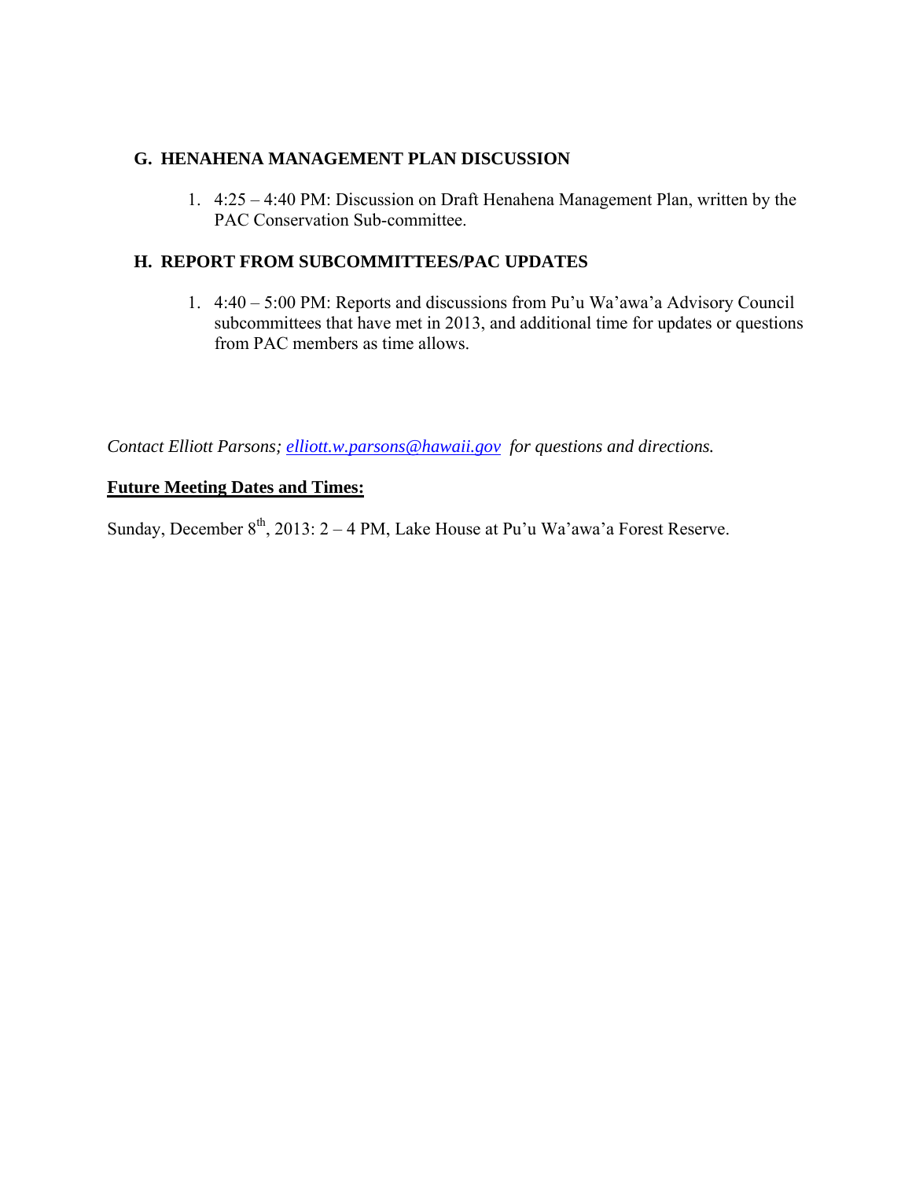## G. HENAHENA MANAGEMENT PLAN DISCUSSION

1. 4:25 – 4:40 PM: Discussion on Draft Henahena Management Plan, written by the PAC Conservation Sub-committee.

## H. REPORT FROM SUBCOMMITTEES/PAC UPDATES

1. 4:40 – 5:00 PM: Reports and discussions from Pu'u Wa'awa'a Advisory Council subcommittees that have met in 2013, and additional time for updates or questions from PAC members as time allows.

*Contact Elliott Parsons; elliott.w.parsons@hawaii.gov for questions and directions.*

**Future Meeting Dates and Times:**

Sunday, December 8th, 2013: 2 – 4 PM, Lake House at Pu'u Wa'awa'a Forest Reserve.